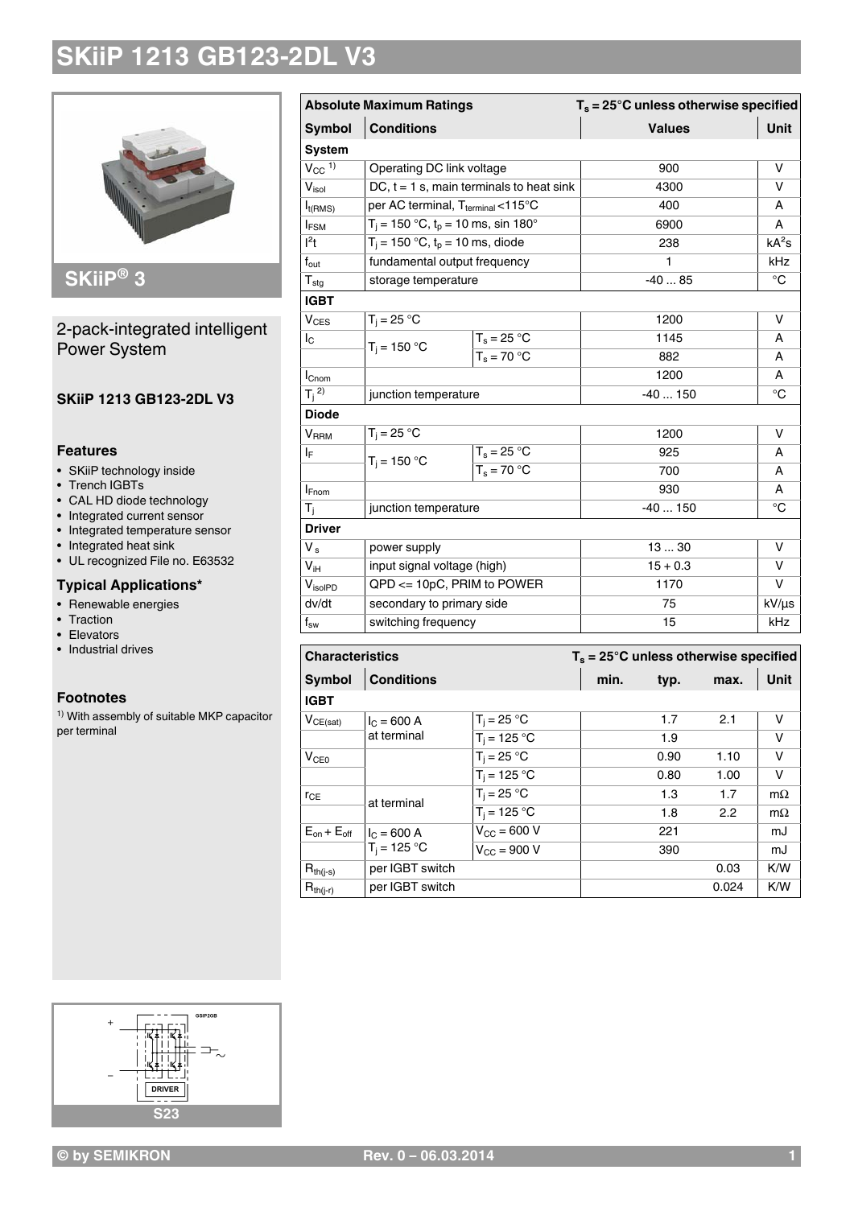# SKiiP 1213 GB123-2DL V3

## SKiiP® 3

2-pack-integrated intelligent Power System

**SKiiP 1213 GB123-2DL V3**

### Features

- SKiiP technology inside
- Trench IGBTs
- CAL HD diode technology
- Integrated current sensor
- Integrated temperature sensor
- Integrated heat sink
- UL recognized File no. E63532

### Typical Applications*

- Renewable energies
- Traction
- Elevators
- Industrial drives

### Footnotes

1) With assembly of suitable MKP capacitor per terminal

S23

| Absolute Maximum Ratings | | | $T_s$ = 25°C unless otherwise specified | |
|---|---|---|---|---|
| **Symbol** | **Conditions** | | **Values** | **Unit** |
| **System** | | | | |
| $V_{CC}$ 1) | Operating DC link voltage | | 900 | V |
| $V_{isol}$ | DC, t = 1 s, main terminals to heat sink | | 4300 | V |
| $I_{t(RMS)}$ | per AC terminal, $T_{terminal}$ <115°C | | 400 | A |
| $I_{FSM}$ | $T_j$ = 150 °C, $t_p$ = 10 ms, sin 180° | | 6900 | A |
| $I^2t$ | $T_j$ = 150 °C, $t_p$ = 10 ms, diode | | 238 | $kA^2s$ |
| $f_{out}$ | fundamental output frequency | | 1 | kHz |
| $T_{stg}$ | storage temperature | | -40 ... 85 | °C |
| **IGBT** | | | | |
| $V_{CES}$ | $T_j$ = 25 °C | | 1200 | V |
| $I_C$ | $T_j$ = 150 °C | $T_s$ = 25 °C | 1145 | A |
| | | $T_s$ = 70 °C | 882 | A |
| $I_{Cnom}$ | | | 1200 | A |
| $T_j$ 2) | junction temperature | | -40 ... 150 | °C |
| **Diode** | | | | |
| $V_{RRM}$ | $T_j$ = 25 °C | | 1200 | V |
| $I_F$ | $T_j$ = 150 °C | $T_s$ = 25 °C | 925 | A |
| | | $T_s$ = 70 °C | 700 | A |
| $I_{Fnom}$ | | | 930 | A |
| $T_j$ | junction temperature | | -40 ... 150 | °C |
| **Driver** | | | | |
| $V_s$ | power supply | | 13 ... 30 | V |
| $V_{iH}$ | input signal voltage (high) | | 15 + 0.3 | V |
| $V_{isolPD}$ | QPD <= 10pC, PRIM to POWER | | 1170 | V |
| dv/dt | secondary to primary side | | 75 | kV/µs |
| $f_{sw}$ | switching frequency | | 15 | kHz |

| Characteristics | | | $T_s$ = 25°C unless otherwise specified | | | |
|---|---|---|---|---|---|---|
| **Symbol** | **Conditions** | | **min.** | **typ.** | **max.** | **Unit** |
| **IGBT** | | | | | | |
| $V_{CE(sat)}$ | $I_C$ = 600 A at terminal | $T_j$ = 25 °C | | 1.7 | 2.1 | V |
| | | $T_j$ = 125 °C | | 1.9 | | V |
| $V_{CE0}$ | | $T_j$ = 25 °C | | 0.90 | 1.10 | V |
| | | $T_j$ = 125 °C | | 0.80 | 1.00 | V |
| $r_{CE}$ | at terminal | $T_j$ = 25 °C | | 1.3 | 1.7 | mΩ |
| | | $T_j$ = 125 °C | | 1.8 | 2.2 | mΩ |
| $E_{on} + E_{off}$ | $I_C$ = 600 A $T_j$ = 125 °C | $V_{CC}$ = 600 V | | 221 | | mJ |
| | | $V_{CC}$ = 900 V | | 390 | | mJ |
| $R_{th(j-s)}$ | per IGBT switch | | | | 0.03 | K/W |
| $R_{th(j-r)}$ | per IGBT switch | | | | 0.024 | K/W |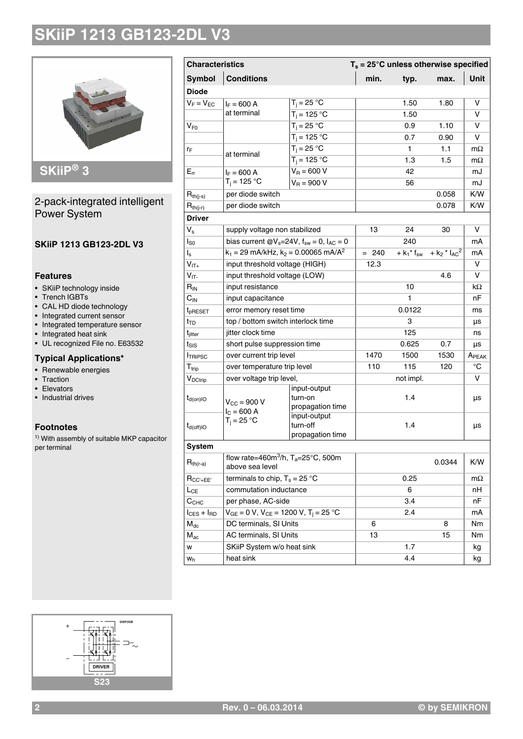# SKiiP 1213 GB123-2DL V3

## SKiiP® 3

2-pack-integrated intelligent Power System

**SKiiP 1213 GB123-2DL V3**

### Features

- SKiiP technology inside
- Trench IGBTs
- CAL HD diode technology
- Integrated current sensor
- Integrated temperature sensor
- Integrated heat sink
- UL recognized File no. E63532

### Typical Applications*

- Renewable energies
- Traction
- Elevators
- Industrial drives

### Footnotes

[1)] With assembly of suitable MKP capacitor per terminal

| Characteristics | | | $T_s$ = 25°C unless otherwise specified | | | |
|---|---|---|---|---|---|---|
| **Symbol** | **Conditions** | | **min.** | **typ.** | **max.** | **Unit** |
| **Diode** | | | | | | |
| $V_F = V_{EC}$ | $I_F$ = 600 A at terminal | $T_j$ = 25 °C | | 1.50 | 1.80 | V |
| | | $T_j$ = 125 °C | | 1.50 | | V |
| $V_{F0}$ | | $T_j$ = 25 °C | | 0.9 | 1.10 | V |
| | | $T_j$ = 125 °C | | 0.7 | 0.90 | V |
| $r_F$ | at terminal | $T_j$ = 25 °C | | 1 | 1.1 | mΩ |
| | | $T_j$ = 125 °C | | 1.3 | 1.5 | mΩ |
| $E_{rr}$ | $I_F$ = 600 A $T_j$ = 125 °C | $V_R$ = 600 V | | 42 | | mJ |
| | | $V_R$ = 900 V | | 56 | | mJ |
| $R_{th(j-s)}$ | per diode switch | | | | 0.058 | K/W |
| $R_{th(j-r)}$ | per diode switch | | | | 0.078 | K/W |
| **Driver** | | | | | | |
| $V_s$ | supply voltage non stabilized | | 13 | 24 | 30 | V |
| $I_{S0}$ | bias current @$V_s$=24V, $f_{sw}$ = 0, $I_{AC}$ = 0 | | | 240 | | mA |
| $I_s$ | $k_1$ = 29 mA/kHz, $k_2$ = 0.00065 mA/A$^2$ | | = 240 | + $k_1$* $f_{sw}$ | + $k_2$ * $I_{AC}^2$ | mA |
| $V_{IT+}$ | input threshold voltage (HIGH) | | 12.3 | | | V |
| $V_{IT-}$ | input threshold voltage (LOW) | | | | 4.6 | V |
| $R_{IN}$ | input resistance | | | 10 | | kΩ |
| $C_{IN}$ | input capacitance | | | 1 | | nF |
| $t_{pRESET}$ | error memory reset time | | | 0.0122 | | ms |
| $t_{TD}$ | top / bottom switch interlock time | | | 3 | | µs |
| $t_{jitter}$ | jitter clock time | | | 125 | | ns |
| $t_{SIS}$ | short pulse suppression time | | | 0.625 | 0.7 | µs |
| $I_{TRIPSC}$ | over current trip level | | 1470 | 1500 | 1530 | $A_{PEAK}$ |
| $T_{trip}$ | over temperature trip level | | 110 | 115 | 120 | °C |
| $V_{DCtrip}$ | over voltage trip level, | | | not impl. | | V |
| $t_{d(on)IO}$ | $V_{CC}$ = 900 V $I_C$ = 600 A $T_j$ = 25 °C | input-output turn-on propagation time | | 1.4 | | µs |
| $t_{d(off)IO}$ | | input-output turn-off propagation time | | 1.4 | | µs |
| **System** | | | | | | |
| $R_{th(r-a)}$ | flow rate=460m$^3$/h, $T_a$=25°C, 500m above sea level | | | | 0.0344 | K/W |
| $R_{CC'+EE'}$ | terminals to chip, $T_s$ = 25 °C | | | 0.25 | | mΩ |
| $L_{CE}$ | commutation inductance | | | 6 | | nH |
| $C_{CHC}$ | per phase, AC-side | | | 3.4 | | nF |
| $I_{CES} + I_{RD}$ | $V_{GE}$ = 0 V, $V_{CE}$ = 1200 V, $T_j$ = 25 °C | | | 2.4 | | mA |
| $M_{dc}$ | DC terminals, SI Units | | 6 | | 8 | Nm |
| $M_{ac}$ | AC terminals, SI Units | | 13 | | 15 | Nm |
| w | SKiiP System w/o heat sink | | | 1.7 | | kg |
| $w_h$ | heat sink | | | 4.4 | | kg |

S23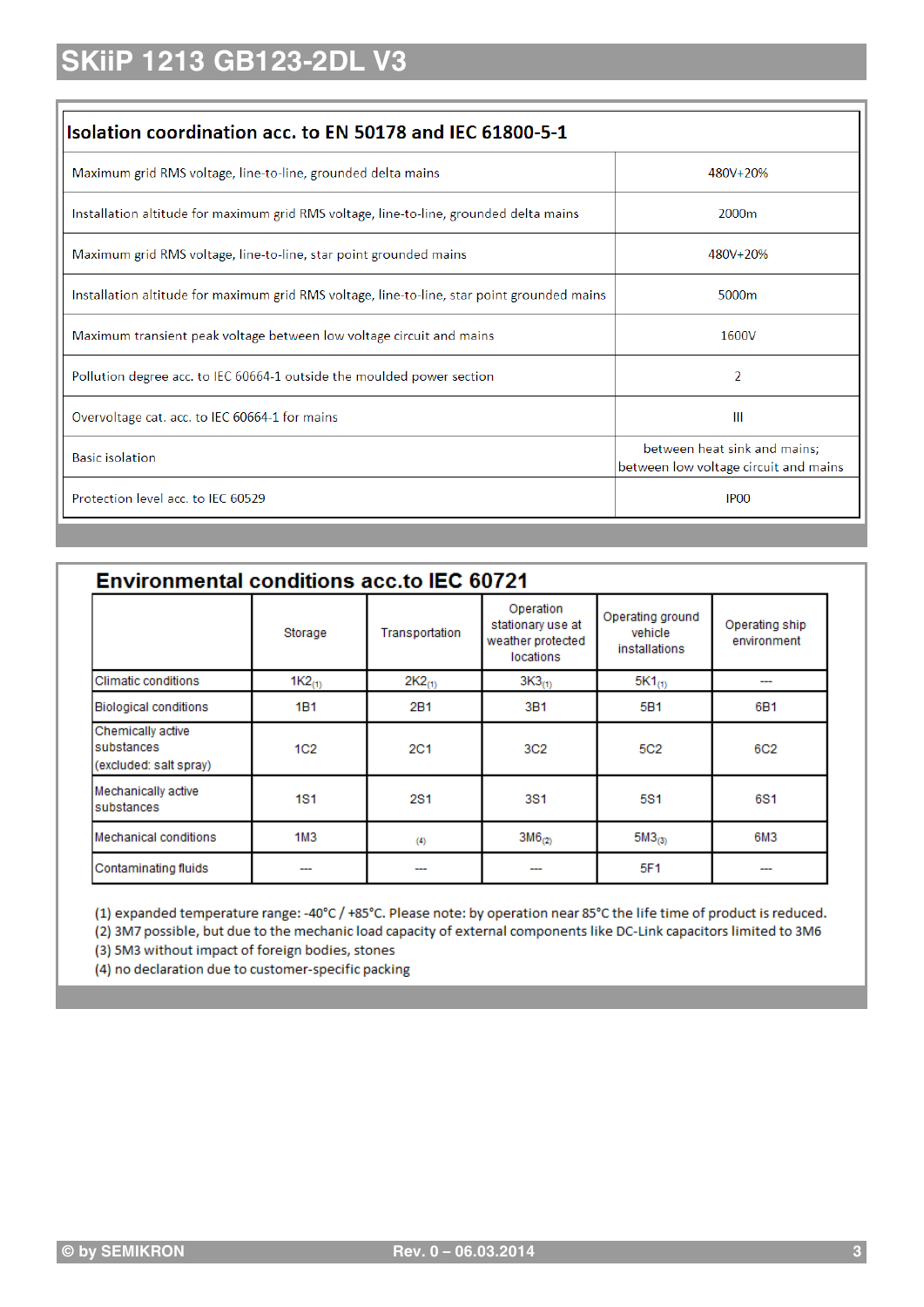# SKiiP 1213 GB123-2DL V3

## Isolation coordination acc. to EN 50178 and IEC 61800-5-1

| Parameter | Value |
|---|---|
| Maximum grid RMS voltage, line-to-line, grounded delta mains | 480V+20% |
| Installation altitude for maximum grid RMS voltage, line-to-line, grounded delta mains | 2000m |
| Maximum grid RMS voltage, line-to-line, star point grounded mains | 480V+20% |
| Installation altitude for maximum grid RMS voltage, line-to-line, star point grounded mains | 5000m |
| Maximum transient peak voltage between low voltage circuit and mains | 1600V |
| Pollution degree acc. to IEC 60664-1 outside the moulded power section | 2 |
| Overvoltage cat. acc. to IEC 60664-1 for mains | III |
| Basic isolation | between heat sink and mains; between low voltage circuit and mains |
| Protection level acc. to IEC 60529 | IP00 |

## Environmental conditions acc.to IEC 60721

| | Storage | Transportation | Operation stationary use at weather protected locations | Operating ground vehicle installations | Operating ship environment |
|---|---|---|---|---|---|
| Climatic conditions | 1K2(1) | 2K2(1) | 3K3(1) | 5K1(1) | --- |
| Biological conditions | 1B1 | 2B1 | 3B1 | 5B1 | 6B1 |
| Chemically active substances (excluded: salt spray) | 1C2 | 2C1 | 3C2 | 5C2 | 6C2 |
| Mechanically active substances | 1S1 | 2S1 | 3S1 | 5S1 | 6S1 |
| Mechanical conditions | 1M3 | (4) | 3M6(2) | 5M3(3) | 6M3 |
| Contaminating fluids | --- | --- | --- | 5F1 | --- |

(1) expanded temperature range: -40°C / +85°C. Please note: by operation near 85°C the life time of product is reduced.
(2) 3M7 possible, but due to the mechanic load capacity of external components like DC-Link capacitors limited to 3M6
(3) 5M3 without impact of foreign bodies, stones
(4) no declaration due to customer-specific packing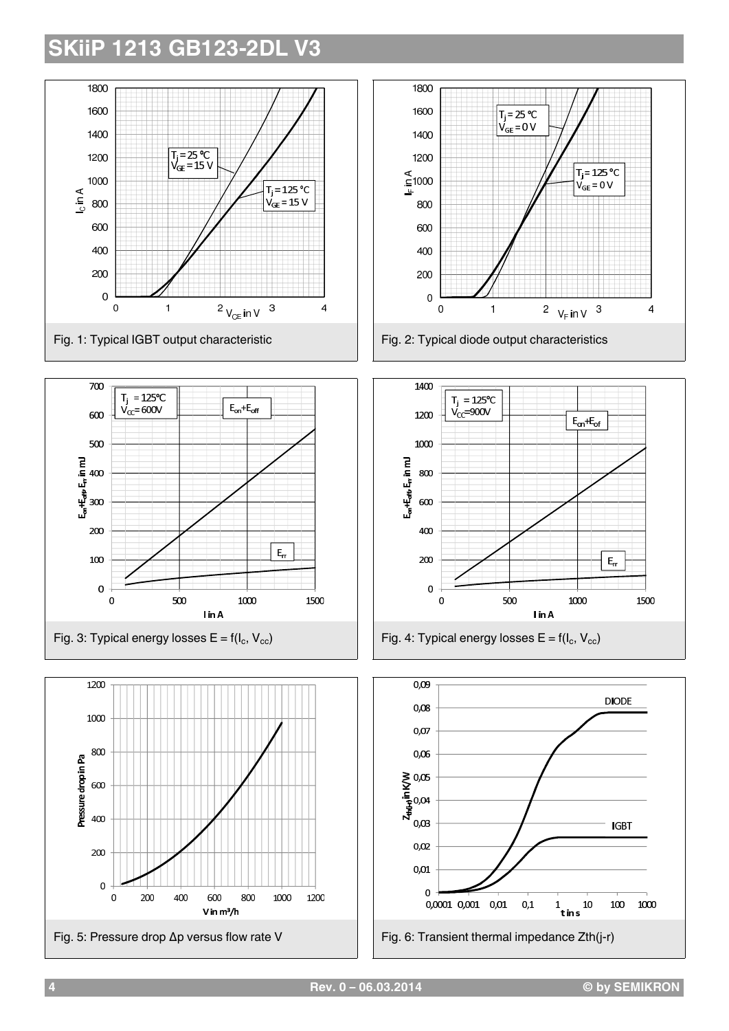Fig. 1: Typical IGBT output characteristic

Fig. 2: Typical diode output characteristics

Fig. 3: Typical energy losses $E = f(I_c, V_{cc})$

Fig. 4: Typical energy losses $E = f(I_c, V_{cc})$

Fig. 5: Pressure drop Δp versus flow rate V

Fig. 6: Transient thermal impedance Zth(j-r)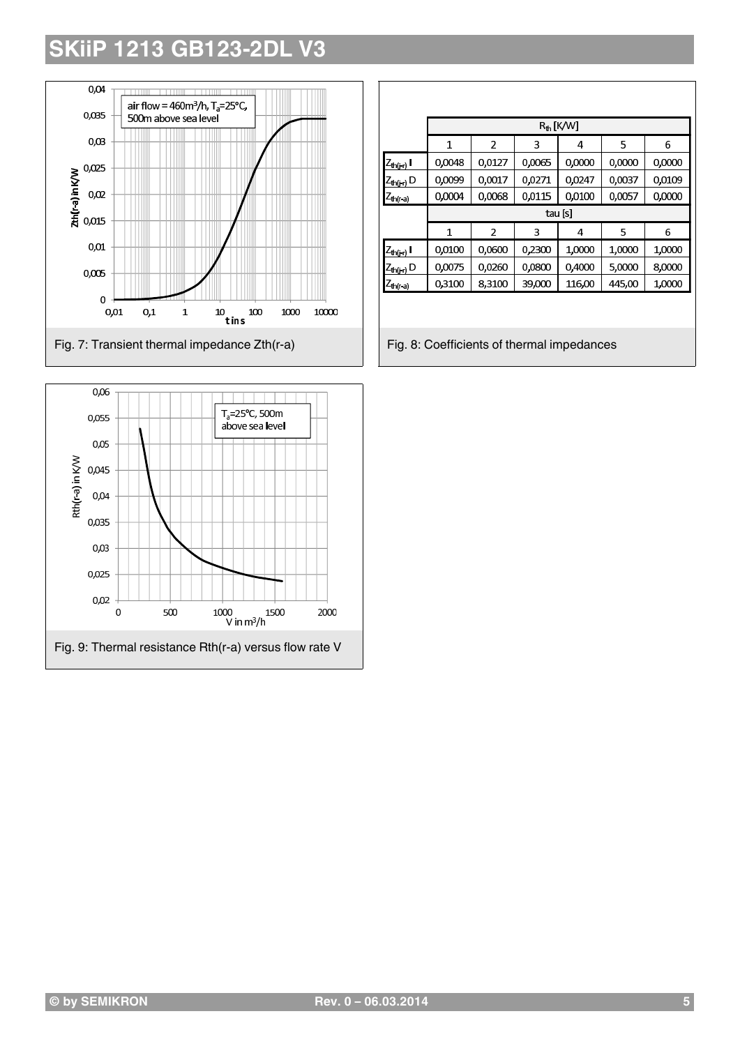# SKiiP 1213 GB123-2DL V3

Fig. 7: Transient thermal impedance Zth(r-a)

| | $R_{th}$ [K/W] | | | | | |
|---|---|---|---|---|---|---|
| | 1 | 2 | 3 | 4 | 5 | 6 |
| $Z_{th(j-r)}$ I | 0,0048 | 0,0127 | 0,0065 | 0,0000 | 0,0000 | 0,0000 |
| $Z_{th(j-r)}$ D | 0,0099 | 0,0017 | 0,0271 | 0,0247 | 0,0037 | 0,0109 |
| $Z_{th(r-a)}$ | 0,0004 | 0,0068 | 0,0115 | 0,0100 | 0,0057 | 0,0000 |
| | tau [s] | | | | | |
| | 1 | 2 | 3 | 4 | 5 | 6 |
| $Z_{th(j-r)}$ I | 0,0100 | 0,0600 | 0,2300 | 1,0000 | 1,0000 | 1,0000 |
| $Z_{th(j-r)}$ D | 0,0075 | 0,0260 | 0,0800 | 0,4000 | 5,0000 | 8,0000 |
| $Z_{th(r-a)}$ | 0,3100 | 8,3100 | 39,000 | 116,00 | 445,00 | 1,0000 |

Fig. 8: Coefficients of thermal impedances

Fig. 9: Thermal resistance Rth(r-a) versus flow rate V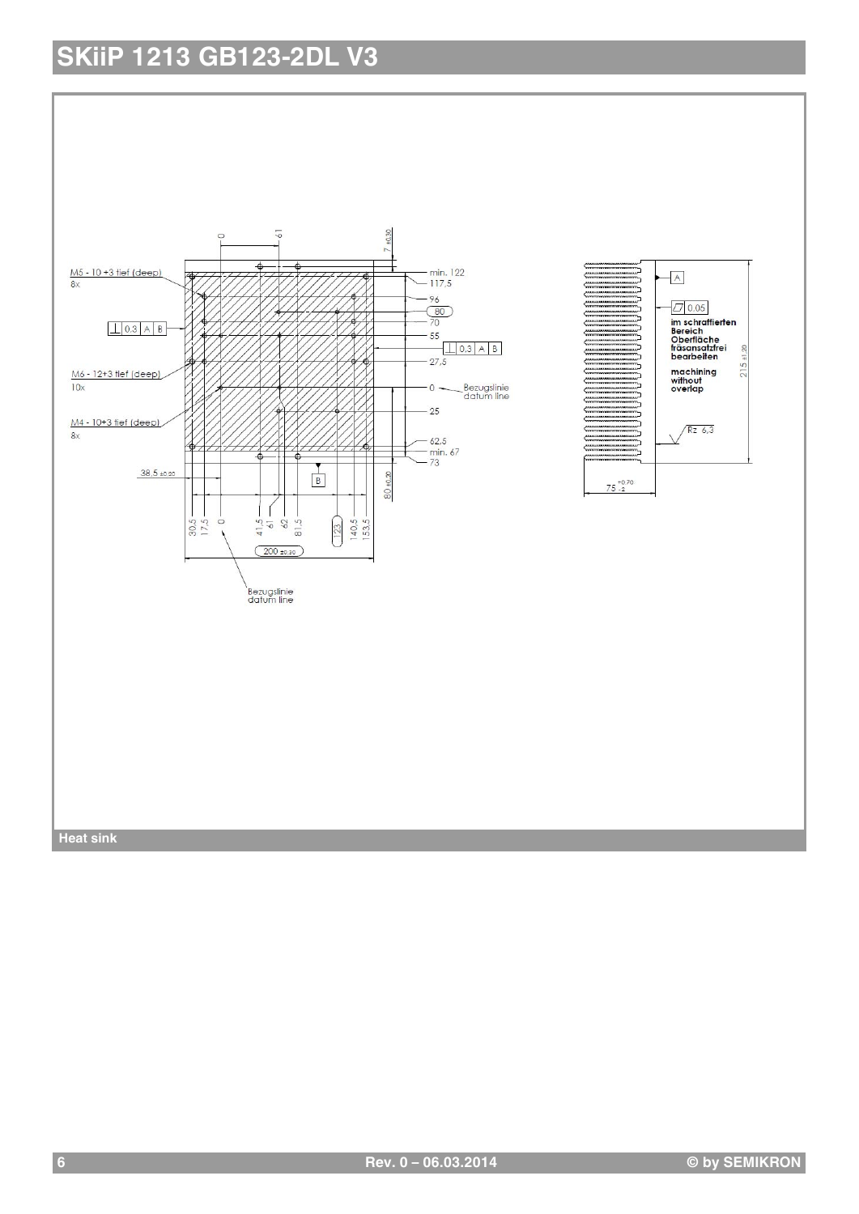# SKiiP 1213 GB123-2DL V3

M5 - 10 +3 tief (deep) 8x

M6 - 12+3 tief (deep) 10x

M4 - 10+3 tief (deep) 8x

Bezugslinie datum line

im schraffierten Bereich Oberfläche fräsansatzfrei bearbeiten

machining without overlap

Rz 6,3

Heat sink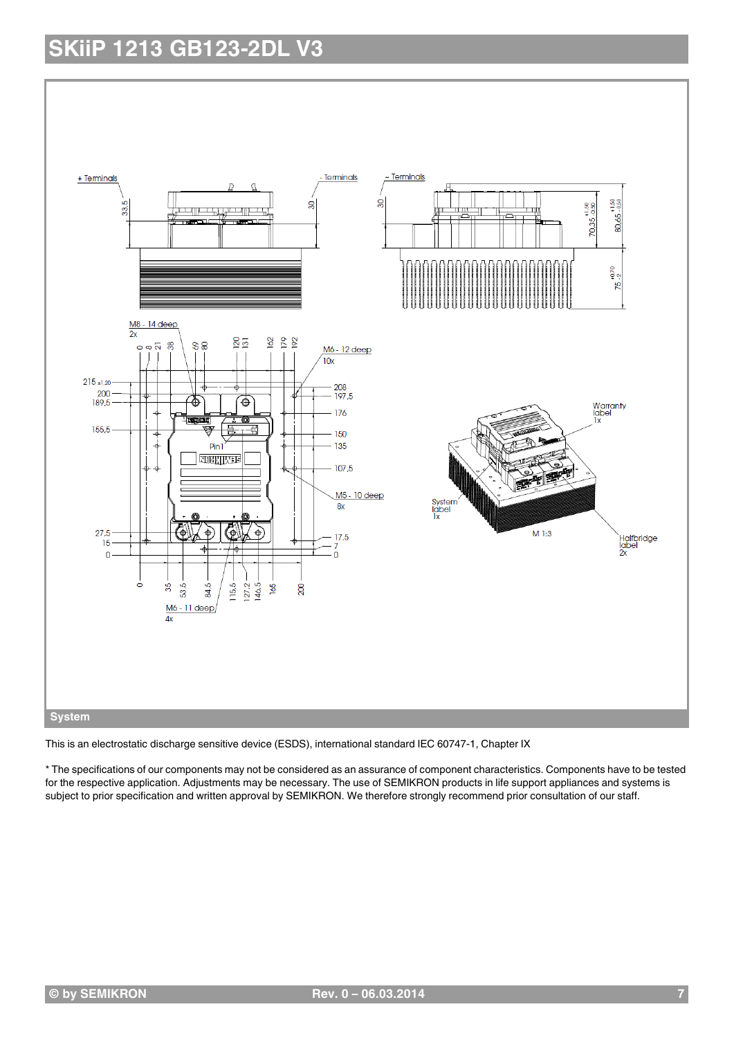# SKiiP 1213 GB123-2DL V3

+ Terminals

- Terminals

~ Terminals

33,5

30

30

70,35 +1,50 -0,60

80,65 +1,50 -0,60

75 +0,70 -2

M8 - 14 deep
2x

0 8 21 38 69 80 120 131 162 179 192

M6 - 12 deep
10x

215 ±1,20

200

189,5

155,5

27,5

15

0

208

197,5

176

150

135

107,5

M5 - 10 deep
8x

17,5

7

0

Pin1

0 35 53,5 84,5 115,5 127,2 146,5 165 200

M6 - 11 deep
4x

Warranty label
1x

System label
1x

M 1:3

Halfbridge label
2x

**System**

This is an electrostatic discharge sensitive device (ESDS), international standard IEC 60747-1, Chapter IX

* The specifications of our components may not be considered as an assurance of component characteristics. Components have to be tested for the respective application. Adjustments may be necessary. The use of SEMIKRON products in life support appliances and systems is subject to prior specification and written approval by SEMIKRON. We therefore strongly recommend prior consultation of our staff.